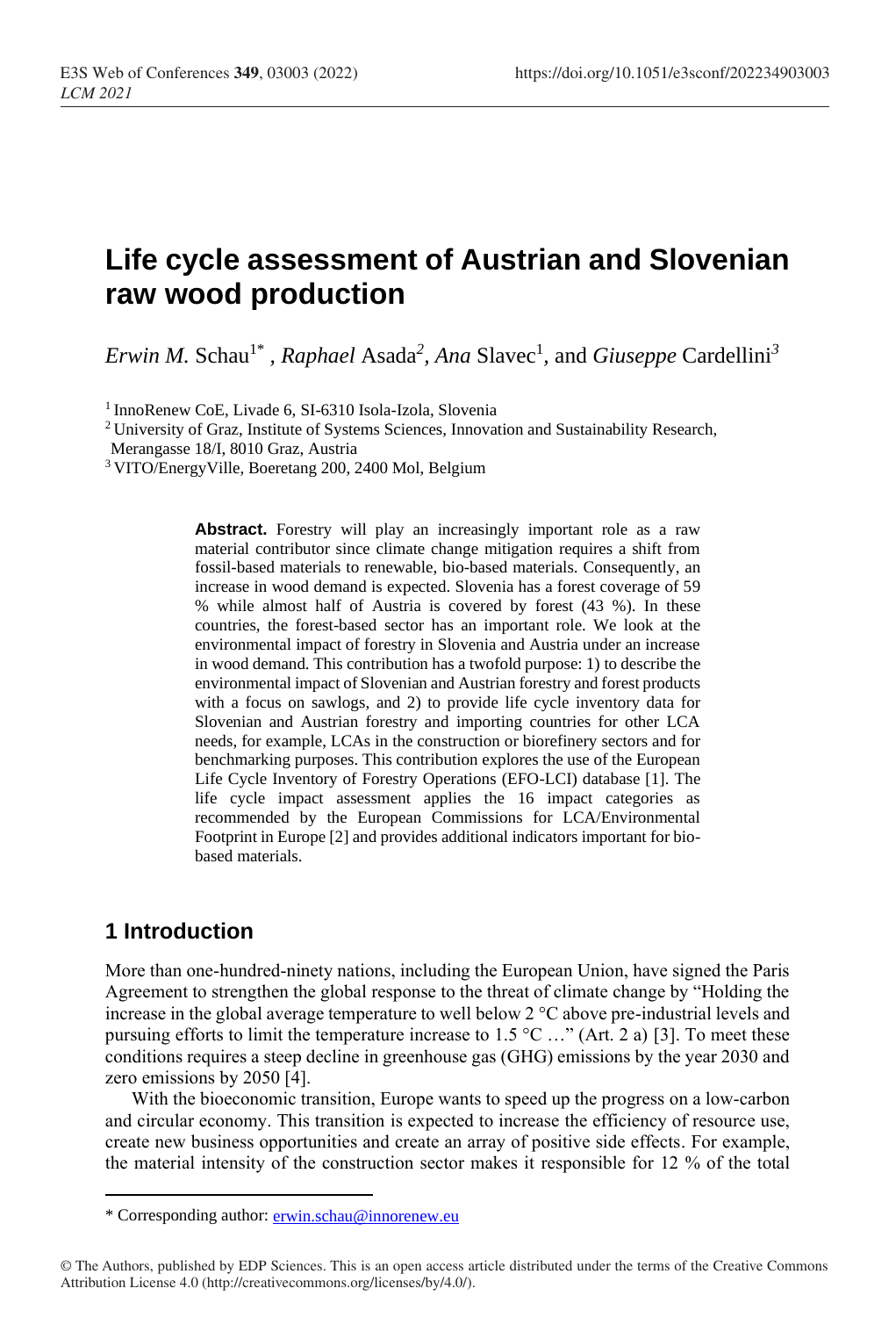# Life cycle assessment of Austrian and Slovenian raw wood production

*Erwin M.* Schau[1*], *Raphael* Asada[2], *Ana* Slavec[1], and *Giuseppe* Cardellini[3]

[1] InnoRenew CoE, Livade 6, SI-6310 Isola-Izola, Slovenia

[2] University of Graz, Institute of Systems Sciences, Innovation and Sustainability Research, Merangasse 18/I, 8010 Graz, Austria

[3] VITO/EnergyVille, Boeretang 200, 2400 Mol, Belgium

**Abstract.** Forestry will play an increasingly important role as a raw material contributor since climate change mitigation requires a shift from fossil-based materials to renewable, bio-based materials. Consequently, an increase in wood demand is expected. Slovenia has a forest coverage of 59 % while almost half of Austria is covered by forest (43 %). In these countries, the forest-based sector has an important role. We look at the environmental impact of forestry in Slovenia and Austria under an increase in wood demand. This contribution has a twofold purpose: 1) to describe the environmental impact of Slovenian and Austrian forestry and forest products with a focus on sawlogs, and 2) to provide life cycle inventory data for Slovenian and Austrian forestry and importing countries for other LCA needs, for example, LCAs in the construction or biorefinery sectors and for benchmarking purposes. This contribution explores the use of the European Life Cycle Inventory of Forestry Operations (EFO-LCI) database [1]. The life cycle impact assessment applies the 16 impact categories as recommended by the European Commissions for LCA/Environmental Footprint in Europe [2] and provides additional indicators important for bio-based materials.

## 1 Introduction

More than one-hundred-ninety nations, including the European Union, have signed the Paris Agreement to strengthen the global response to the threat of climate change by "Holding the increase in the global average temperature to well below 2 °C above pre-industrial levels and pursuing efforts to limit the temperature increase to 1.5 °C …" (Art. 2 a) [3]. To meet these conditions requires a steep decline in greenhouse gas (GHG) emissions by the year 2030 and zero emissions by 2050 [4].

With the bioeconomic transition, Europe wants to speed up the progress on a low-carbon and circular economy. This transition is expected to increase the efficiency of resource use, create new business opportunities and create an array of positive side effects. For example, the material intensity of the construction sector makes it responsible for 12 % of the total

* Corresponding author: erwin.schau@innorenew.eu

© The Authors, published by EDP Sciences. This is an open access article distributed under the terms of the Creative Commons Attribution License 4.0 (http://creativecommons.org/licenses/by/4.0/).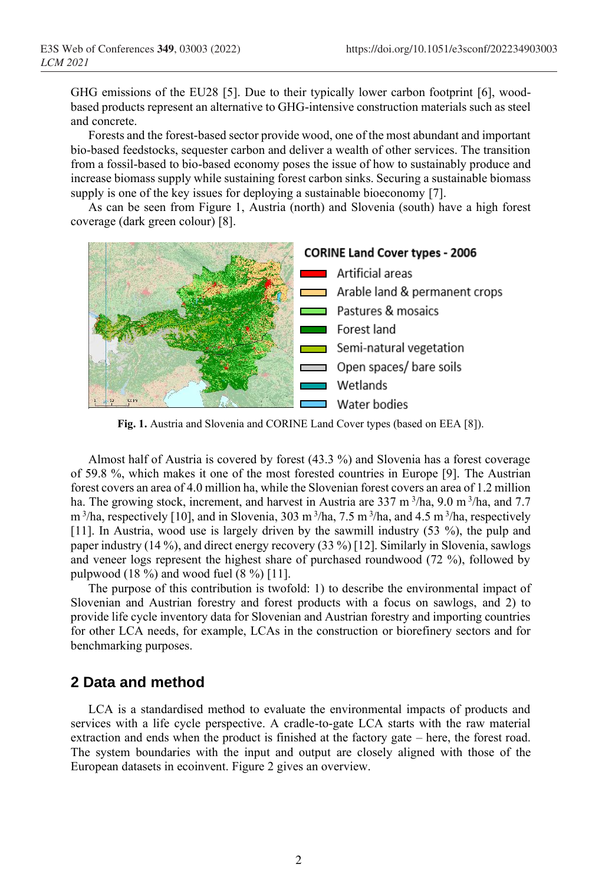GHG emissions of the EU28 [5]. Due to their typically lower carbon footprint [6], wood-based products represent an alternative to GHG-intensive construction materials such as steel and concrete.

Forests and the forest-based sector provide wood, one of the most abundant and important bio-based feedstocks, sequester carbon and deliver a wealth of other services. The transition from a fossil-based to bio-based economy poses the issue of how to sustainably produce and increase biomass supply while sustaining forest carbon sinks. Securing a sustainable biomass supply is one of the key issues for deploying a sustainable bioeconomy [7].

As can be seen from Figure 1, Austria (north) and Slovenia (south) have a high forest coverage (dark green colour) [8].

**Fig. 1.** Austria and Slovenia and CORINE Land Cover types (based on EEA [8]).

Almost half of Austria is covered by forest (43.3 %) and Slovenia has a forest coverage of 59.8 %, which makes it one of the most forested countries in Europe [9]. The Austrian forest covers an area of 4.0 million ha, while the Slovenian forest covers an area of 1.2 million ha. The growing stock, increment, and harvest in Austria are 337 $m^3$/ha, 9.0 $m^3$/ha, and 7.7 $m^3$/ha, respectively [10], and in Slovenia, 303 $m^3$/ha, 7.5 $m^3$/ha, and 4.5 $m^3$/ha, respectively [11]. In Austria, wood use is largely driven by the sawmill industry (53 %), the pulp and paper industry (14 %), and direct energy recovery (33 %) [12]. Similarly in Slovenia, sawlogs and veneer logs represent the highest share of purchased roundwood (72 %), followed by pulpwood (18 %) and wood fuel (8 %) [11].

The purpose of this contribution is twofold: 1) to describe the environmental impact of Slovenian and Austrian forestry and forest products with a focus on sawlogs, and 2) to provide life cycle inventory data for Slovenian and Austrian forestry and importing countries for other LCA needs, for example, LCAs in the construction or biorefinery sectors and for benchmarking purposes.

## 2 Data and method

LCA is a standardised method to evaluate the environmental impacts of products and services with a life cycle perspective. A cradle-to-gate LCA starts with the raw material extraction and ends when the product is finished at the factory gate – here, the forest road. The system boundaries with the input and output are closely aligned with those of the European datasets in ecoinvent. Figure 2 gives an overview.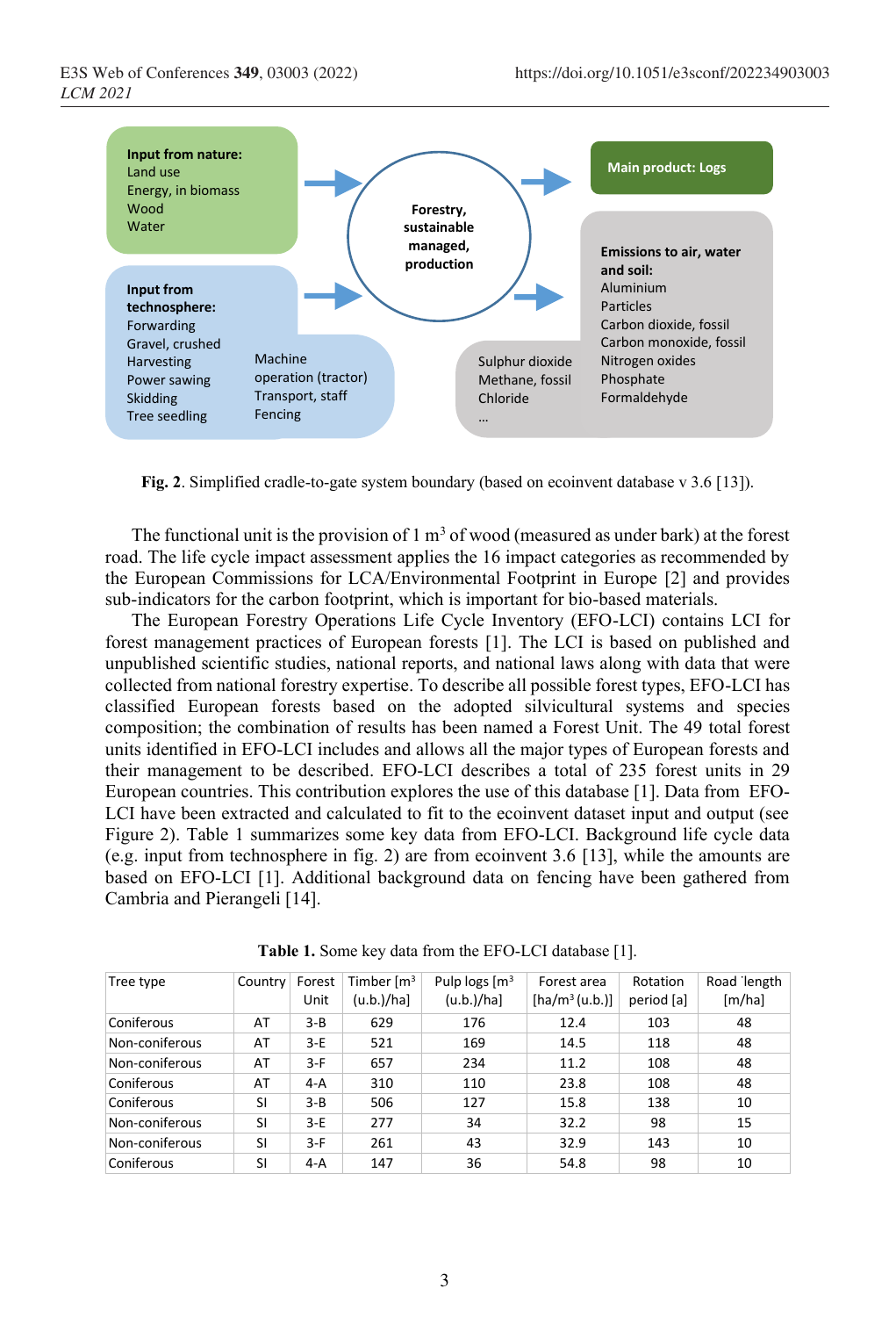**Input from nature:**
Land use
Energy, in biomass
Wood
Water

**Input from technosphere:**
Forwarding
Gravel, crushed
Harvesting
Power sawing
Skidding
Tree seedling
Machine operation (tractor)
Transport, staff
Fencing

**Forestry, sustainable managed, production**

**Main product: Logs**

**Emissions to air, water and soil:**
Aluminium
Particles
Carbon dioxide, fossil
Carbon monoxide, fossil
Nitrogen oxides
Phosphate
Formaldehyde
Sulphur dioxide
Methane, fossil
Chloride
...

**Fig. 2**. Simplified cradle-to-gate system boundary (based on ecoinvent database v 3.6 [13]).

The functional unit is the provision of 1 $m^3$ of wood (measured as under bark) at the forest road. The life cycle impact assessment applies the 16 impact categories as recommended by the European Commissions for LCA/Environmental Footprint in Europe [2] and provides sub-indicators for the carbon footprint, which is important for bio-based materials.

The European Forestry Operations Life Cycle Inventory (EFO-LCI) contains LCI for forest management practices of European forests [1]. The LCI is based on published and unpublished scientific studies, national reports, and national laws along with data that were collected from national forestry expertise. To describe all possible forest types, EFO-LCI has classified European forests based on the adopted silvicultural systems and species composition; the combination of results has been named a Forest Unit. The 49 total forest units identified in EFO-LCI includes and allows all the major types of European forests and their management to be described. EFO-LCI describes a total of 235 forest units in 29 European countries. This contribution explores the use of this database [1]. Data from EFO-LCI have been extracted and calculated to fit to the ecoinvent dataset input and output (see Figure 2). Table 1 summarizes some key data from EFO-LCI. Background life cycle data (e.g. input from technosphere in fig. 2) are from ecoinvent 3.6 [13], while the amounts are based on EFO-LCI [1]. Additional background data on fencing have been gathered from Cambria and Pierangeli [14].

**Table 1.** Some key data from the EFO-LCI database [1].

| Tree type | Country | Forest Unit | Timber [$m^3$ (u.b.)/ha] | Pulp logs [$m^3$ (u.b.)/ha] | Forest area [ha/$m^3$ (u.b.)] | Rotation period [a] | Road length [m/ha] |
|---|---|---|---|---|---|---|---|
| Coniferous | AT | 3-B | 629 | 176 | 12.4 | 103 | 48 |
| Non-coniferous | AT | 3-E | 521 | 169 | 14.5 | 118 | 48 |
| Non-coniferous | AT | 3-F | 657 | 234 | 11.2 | 108 | 48 |
| Coniferous | AT | 4-A | 310 | 110 | 23.8 | 108 | 48 |
| Coniferous | SI | 3-B | 506 | 127 | 15.8 | 138 | 10 |
| Non-coniferous | SI | 3-E | 277 | 34 | 32.2 | 98 | 15 |
| Non-coniferous | SI | 3-F | 261 | 43 | 32.9 | 143 | 10 |
| Coniferous | SI | 4-A | 147 | 36 | 54.8 | 98 | 10 |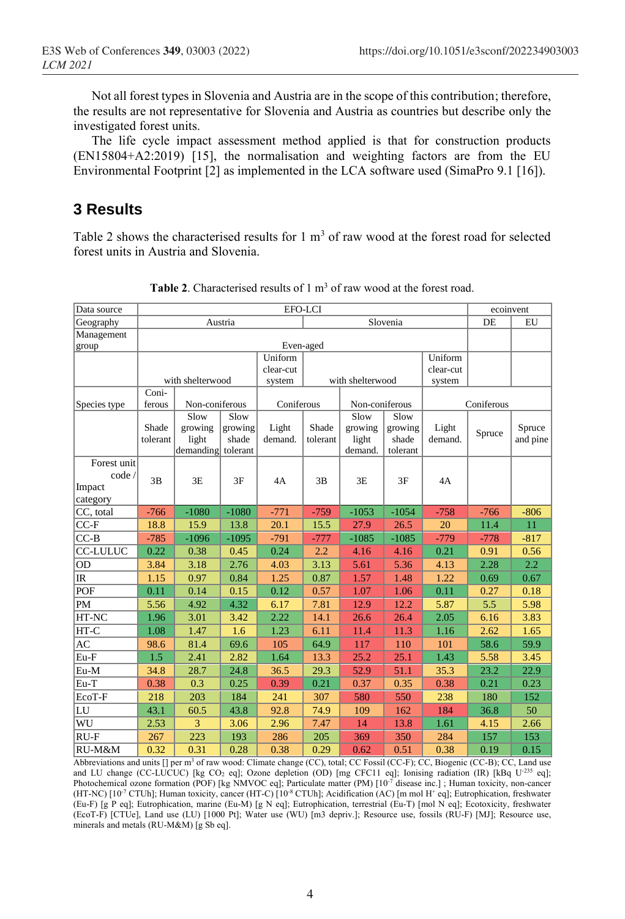Not all forest types in Slovenia and Austria are in the scope of this contribution; therefore, the results are not representative for Slovenia and Austria as countries but describe only the investigated forest units.

The life cycle impact assessment method applied is that for construction products (EN15804+A2:2019) [15], the normalisation and weighting factors are from the EU Environmental Footprint [2] as implemented in the LCA software used (SimaPro 9.1 [16]).

## 3 Results

Table 2 shows the characterised results for 1 $m^3$ of raw wood at the forest road for selected forest units in Austria and Slovenia.

**Table 2**. Characterised results of 1 $m^3$ of raw wood at the forest road.

| Data source | EFO-LCI | | | | | | | | ecoinvent | |
|---|---|---|---|---|---|---|---|---|---|---|
| Geography | Austria | | | | Slovenia | | | | DE | EU |
| Management group | Even-aged | | | | | | | | | |
| | with shelterwood | | | Uniform clear-cut system | with shelterwood | | | Uniform clear-cut system | | |
| Species type | Coniferous | Non-coniferous | | Coniferous | | Non-coniferous | | Coniferous | | |
| | Shade tolerant | Slow growing light demanding | Slow growing shade tolerant | Light demand. | Shade tolerant | Slow growing light demand. | Slow growing shade tolerant | Light demand. | Spruce | Spruce and pine |
| Forest unit code / Impact category | 3B | 3E | 3F | 4A | 3B | 3E | 3F | 4A | | |
| CC, total | -766 | -1080 | -1080 | -771 | -759 | -1053 | -1054 | -758 | -766 | -806 |
| CC-F | 18.8 | 15.9 | 13.8 | 20.1 | 15.5 | 27.9 | 26.5 | 20 | 11.4 | 11 |
| CC-B | -785 | -1096 | -1095 | -791 | -777 | -1085 | -1085 | -779 | -778 | -817 |
| CC-LULUC | 0.22 | 0.38 | 0.45 | 0.24 | 2.2 | 4.16 | 4.16 | 0.21 | 0.91 | 0.56 |
| OD | 3.84 | 3.18 | 2.76 | 4.03 | 3.13 | 5.61 | 5.36 | 4.13 | 2.28 | 2.2 |
| IR | 1.15 | 0.97 | 0.84 | 1.25 | 0.87 | 1.57 | 1.48 | 1.22 | 0.69 | 0.67 |
| POF | 0.11 | 0.14 | 0.15 | 0.12 | 0.57 | 1.07 | 1.06 | 0.11 | 0.27 | 0.18 |
| PM | 5.56 | 4.92 | 4.32 | 6.17 | 7.81 | 12.9 | 12.2 | 5.87 | 5.5 | 5.98 |
| HT-NC | 1.96 | 3.01 | 3.42 | 2.22 | 14.1 | 26.6 | 26.4 | 2.05 | 6.16 | 3.83 |
| HT-C | 1.08 | 1.47 | 1.6 | 1.23 | 6.11 | 11.4 | 11.3 | 1.16 | 2.62 | 1.65 |
| AC | 98.6 | 81.4 | 69.6 | 105 | 64.9 | 117 | 110 | 101 | 58.6 | 59.9 |
| Eu-F | 1.5 | 2.41 | 2.82 | 1.64 | 13.3 | 25.2 | 25.1 | 1.43 | 5.58 | 3.45 |
| Eu-M | 34.8 | 28.7 | 24.8 | 36.5 | 29.3 | 52.9 | 51.1 | 35.3 | 23.2 | 22.9 |
| Eu-T | 0.38 | 0.3 | 0.25 | 0.39 | 0.21 | 0.37 | 0.35 | 0.38 | 0.21 | 0.23 |
| EcoT-F | 218 | 203 | 184 | 241 | 307 | 580 | 550 | 238 | 180 | 152 |
| LU | 43.1 | 60.5 | 43.8 | 92.8 | 74.9 | 109 | 162 | 184 | 36.8 | 50 |
| WU | 2.53 | 3 | 3.06 | 2.96 | 7.47 | 14 | 13.8 | 1.61 | 4.15 | 2.66 |
| RU-F | 267 | 223 | 193 | 286 | 205 | 369 | 350 | 284 | 157 | 153 |
| RU-M&M | 0.32 | 0.31 | 0.28 | 0.38 | 0.29 | 0.62 | 0.51 | 0.38 | 0.19 | 0.15 |

Abbreviations and units [] per $m^3$ of raw wood: Climate change (CC), total; CC Fossil (CC-F); CC, Biogenic (CC-B); CC, Land use and LU change (CC-LUCUC) [kg $CO_2$ eq]; Ozone depletion (OD) [mg CFC11 eq]; Ionising radiation (IR) [kBq $U^{235}$ eq]; Photochemical ozone formation (POF) [kg NMVOC eq]; Particulate matter (PM) [$10^{-7}$ disease inc.] ; Human toxicity, non-cancer (HT-NC) [$10^{-7}$ CTUh]; Human toxicity, cancer (HT-C) [$10^{-8}$ CTUh]; Acidification (AC) [m mol $H^+$ eq]; Eutrophication, freshwater (Eu-F) [g P eq]; Eutrophication, marine (Eu-M) [g N eq]; Eutrophication, terrestrial (Eu-T) [mol N eq]; Ecotoxicity, freshwater (EcoT-F) [CTUe], Land use (LU) [1000 Pt]; Water use (WU) [m3 depriv.]; Resource use, fossils (RU-F) [MJ]; Resource use, minerals and metals (RU-M&M) [g Sb eq].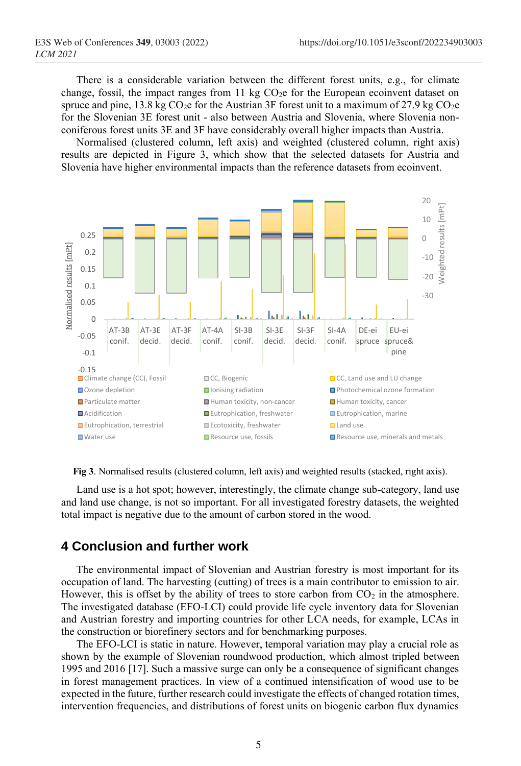There is a considerable variation between the different forest units, e.g., for climate change, fossil, the impact ranges from 11 kg $CO_2$e for the European ecoinvent dataset on spruce and pine, 13.8 kg $CO_2$e for the Austrian 3F forest unit to a maximum of 27.9 kg $CO_2$e for the Slovenian 3E forest unit - also between Austria and Slovenia, where Slovenia non-coniferous forest units 3E and 3F have considerably overall higher impacts than Austria.

Normalised (clustered column, left axis) and weighted (clustered column, right axis) results are depicted in Figure 3, which show that the selected datasets for Austria and Slovenia have higher environmental impacts than the reference datasets from ecoinvent.

**Fig 3**. Normalised results (clustered column, left axis) and weighted results (stacked, right axis).

Land use is a hot spot; however, interestingly, the climate change sub-category, land use and land use change, is not so important. For all investigated forestry datasets, the weighted total impact is negative due to the amount of carbon stored in the wood.

## 4 Conclusion and further work

The environmental impact of Slovenian and Austrian forestry is most important for its occupation of land. The harvesting (cutting) of trees is a main contributor to emission to air. However, this is offset by the ability of trees to store carbon from $CO_2$ in the atmosphere. The investigated database (EFO-LCI) could provide life cycle inventory data for Slovenian and Austrian forestry and importing countries for other LCA needs, for example, LCAs in the construction or biorefinery sectors and for benchmarking purposes.

The EFO-LCI is static in nature. However, temporal variation may play a crucial role as shown by the example of Slovenian roundwood production, which almost tripled between 1995 and 2016 [17]. Such a massive surge can only be a consequence of significant changes in forest management practices. In view of a continued intensification of wood use to be expected in the future, further research could investigate the effects of changed rotation times, intervention frequencies, and distributions of forest units on biogenic carbon flux dynamics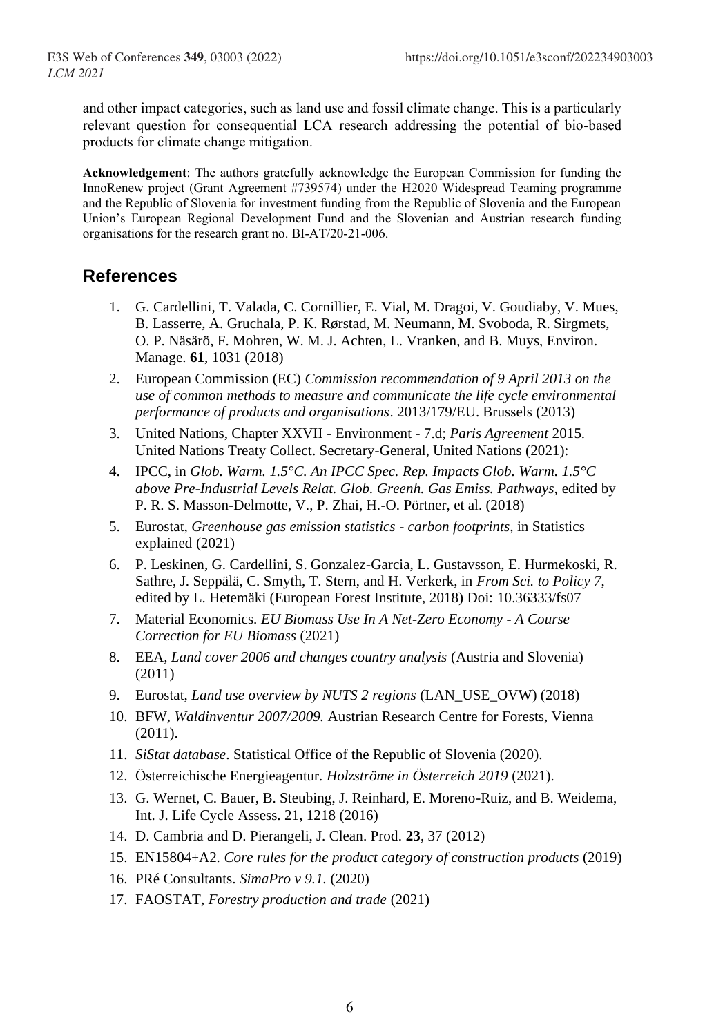and other impact categories, such as land use and fossil climate change. This is a particularly relevant question for consequential LCA research addressing the potential of bio-based products for climate change mitigation.

**Acknowledgement**: The authors gratefully acknowledge the European Commission for funding the InnoRenew project (Grant Agreement #739574) under the H2020 Widespread Teaming programme and the Republic of Slovenia for investment funding from the Republic of Slovenia and the European Union's European Regional Development Fund and the Slovenian and Austrian research funding organisations for the research grant no. BI-AT/20-21-006.

## References

1. G. Cardellini, T. Valada, C. Cornillier, E. Vial, M. Dragoi, V. Goudiaby, V. Mues, B. Lasserre, A. Gruchala, P. K. Rørstad, M. Neumann, M. Svoboda, R. Sirgmets, O. P. Näsärö, F. Mohren, W. M. J. Achten, L. Vranken, and B. Muys, Environ. Manage. **61**, 1031 (2018)
2. European Commission (EC) *Commission recommendation of 9 April 2013 on the use of common methods to measure and communicate the life cycle environmental performance of products and organisations*. 2013/179/EU. Brussels (2013)
3. United Nations, Chapter XXVII - Environment - 7.d; *Paris Agreement* 2015. United Nations Treaty Collect. Secretary-General, United Nations (2021):
4. IPCC, in *Glob. Warm. 1.5°C. An IPCC Spec. Rep. Impacts Glob. Warm. 1.5°C above Pre-Industrial Levels Relat. Glob. Greenh. Gas Emiss. Pathways*, edited by P. R. S. Masson-Delmotte, V., P. Zhai, H.-O. Pörtner, et al. (2018)
5. Eurostat, *Greenhouse gas emission statistics - carbon footprints*, in Statistics explained (2021)
6. P. Leskinen, G. Cardellini, S. Gonzalez-Garcia, L. Gustavsson, E. Hurmekoski, R. Sathre, J. Seppälä, C. Smyth, T. Stern, and H. Verkerk, in *From Sci. to Policy 7*, edited by L. Hetemäki (European Forest Institute, 2018) Doi: 10.36333/fs07
7. Material Economics. *EU Biomass Use In A Net-Zero Economy - A Course Correction for EU Biomass* (2021)
8. EEA, *Land cover 2006 and changes country analysis* (Austria and Slovenia) (2011)
9. Eurostat, *Land use overview by NUTS 2 regions* (LAN_USE_OVW) (2018)
10. BFW, *Waldinventur 2007/2009.* Austrian Research Centre for Forests, Vienna (2011).
11. *SiStat database*. Statistical Office of the Republic of Slovenia (2020).
12. Österreichische Energieagentur. *Holzströme in Österreich 2019* (2021).
13. G. Wernet, C. Bauer, B. Steubing, J. Reinhard, E. Moreno-Ruiz, and B. Weidema, Int. J. Life Cycle Assess. 21, 1218 (2016)
14. D. Cambria and D. Pierangeli, J. Clean. Prod. **23**, 37 (2012)
15. EN15804+A2. *Core rules for the product category of construction products* (2019)
16. PRé Consultants. *SimaPro v 9.1.* (2020)
17. FAOSTAT, *Forestry production and trade* (2021)